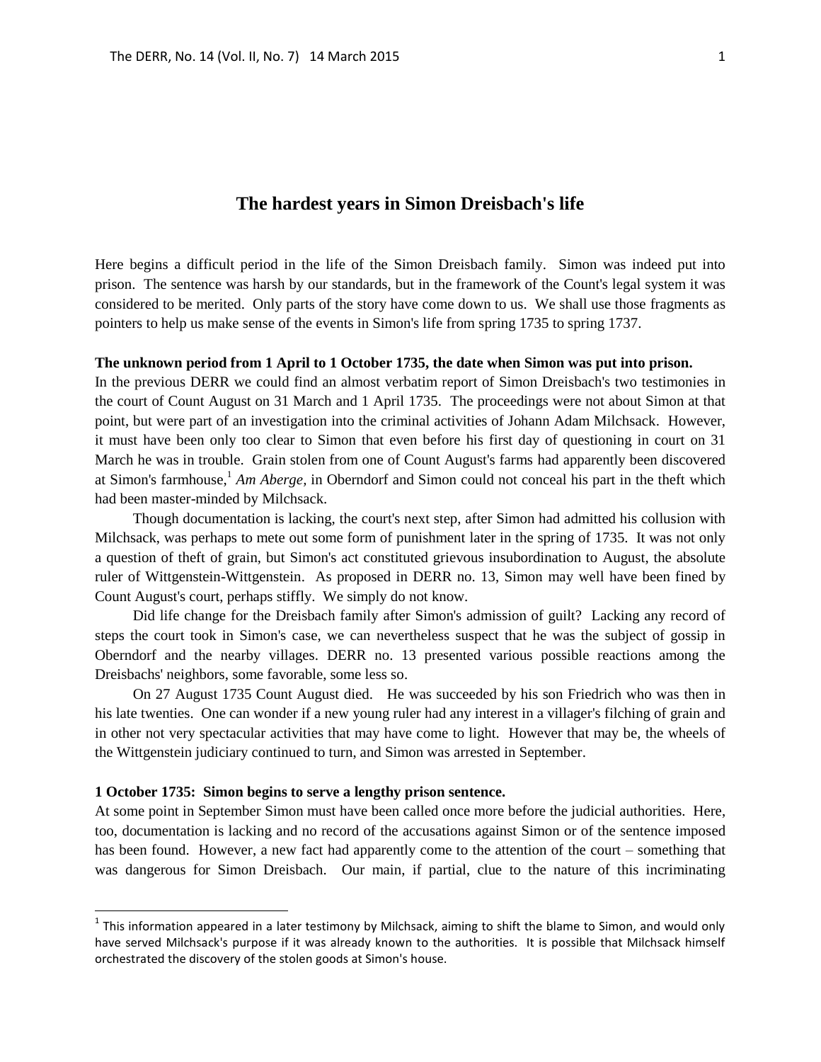# The hardest years in Simon Dreisbach's life

Here begins a difficult period in the life of the Simon Dreisbach family. Simon was indeed put into prison. The sentence was harsh by our standards, but in the framework of the Count's legal system it was considered to be merited. Only parts of the story have come down to us. We shall use those fragments as pointers to help us make sense of the events in Simon's life from spring 1735 to spring 1737.

**The unknown period from 1 April to 1 October 1735, the date when Simon was put into prison.**

In the previous DERR we could find an almost verbatim report of Simon Dreisbach's two testimonies in the court of Count August on 31 March and 1 April 1735. The proceedings were not about Simon at that point, but were part of an investigation into the criminal activities of Johann Adam Milchsack. However, it must have been only too clear to Simon that even before his first day of questioning in court on 31 March he was in trouble. Grain stolen from one of Count August's farms had apparently been discovered at Simon's farmhouse,[1] *Am Aberge*, in Oberndorf and Simon could not conceal his part in the theft which had been master-minded by Milchsack.

Though documentation is lacking, the court's next step, after Simon had admitted his collusion with Milchsack, was perhaps to mete out some form of punishment later in the spring of 1735. It was not only a question of theft of grain, but Simon's act constituted grievous insubordination to August, the absolute ruler of Wittgenstein-Wittgenstein. As proposed in DERR no. 13, Simon may well have been fined by Count August's court, perhaps stiffly. We simply do not know.

Did life change for the Dreisbach family after Simon's admission of guilt? Lacking any record of steps the court took in Simon's case, we can nevertheless suspect that he was the subject of gossip in Oberndorf and the nearby villages. DERR no. 13 presented various possible reactions among the Dreisbachs' neighbors, some favorable, some less so.

On 27 August 1735 Count August died. He was succeeded by his son Friedrich who was then in his late twenties. One can wonder if a new young ruler had any interest in a villager's filching of grain and in other not very spectacular activities that may have come to light. However that may be, the wheels of the Wittgenstein judiciary continued to turn, and Simon was arrested in September.

**1 October 1735: Simon begins to serve a lengthy prison sentence.**

At some point in September Simon must have been called once more before the judicial authorities. Here, too, documentation is lacking and no record of the accusations against Simon or of the sentence imposed has been found. However, a new fact had apparently come to the attention of the court – something that was dangerous for Simon Dreisbach. Our main, if partial, clue to the nature of this incriminating

---

[1] This information appeared in a later testimony by Milchsack, aiming to shift the blame to Simon, and would only have served Milchsack's purpose if it was already known to the authorities. It is possible that Milchsack himself orchestrated the discovery of the stolen goods at Simon's house.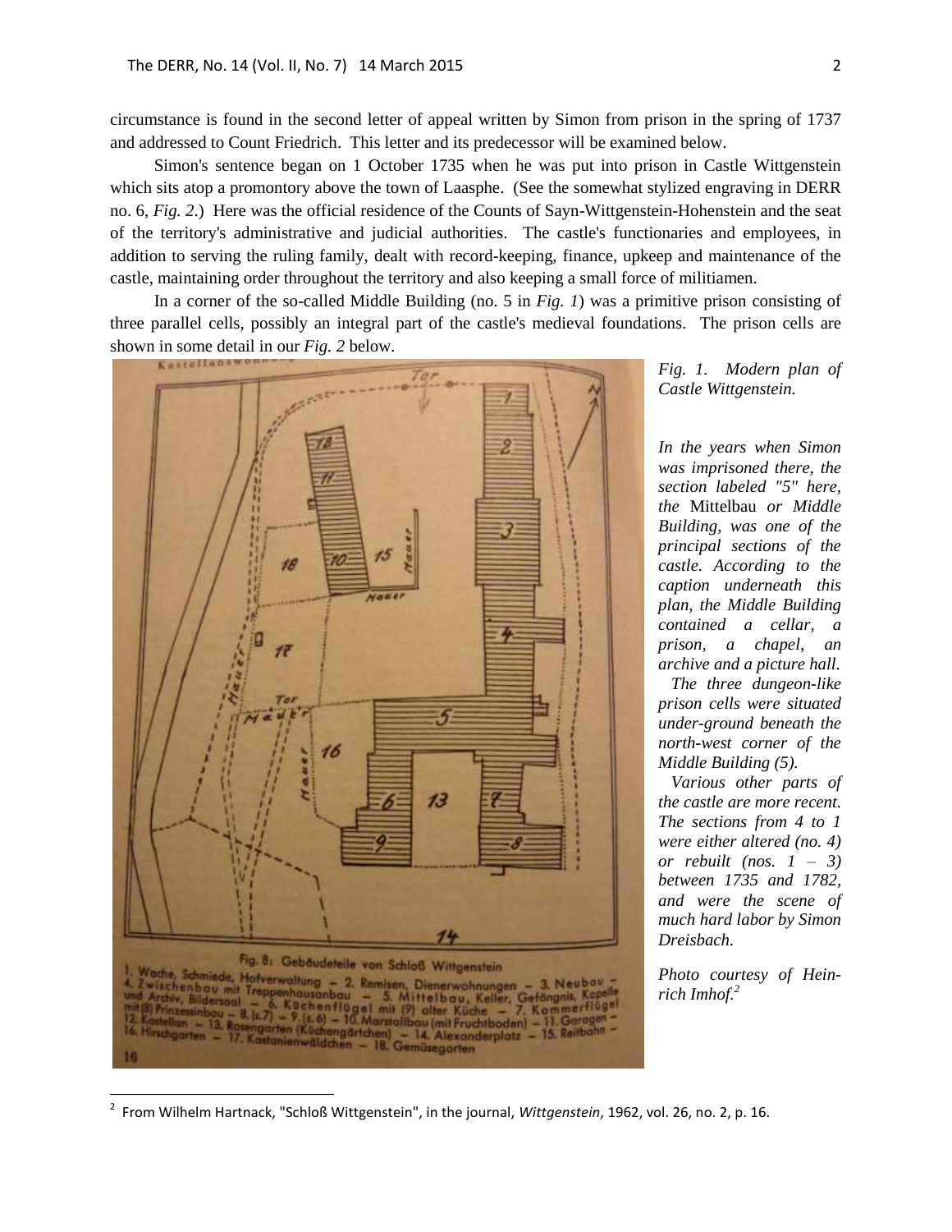circumstance is found in the second letter of appeal written by Simon from prison in the spring of 1737 and addressed to Count Friedrich. This letter and its predecessor will be examined below.

Simon's sentence began on 1 October 1735 when he was put into prison in Castle Wittgenstein which sits atop a promontory above the town of Laasphe. (See the somewhat stylized engraving in DERR no. 6, *Fig. 2*.) Here was the official residence of the Counts of Sayn-Wittgenstein-Hohenstein and the seat of the territory's administrative and judicial authorities. The castle's functionaries and employees, in addition to serving the ruling family, dealt with record-keeping, finance, upkeep and maintenance of the castle, maintaining order throughout the territory and also keeping a small force of militiamen.

In a corner of the so-called Middle Building (no. 5 in *Fig. 1*) was a primitive prison consisting of three parallel cells, possibly an integral part of the castle's medieval foundations. The prison cells are shown in some detail in our *Fig. 2* below.

Fig. 8: Gebäudeteile von Schloß Wittgenstein

1. Wache, Schmiede, Hofverwaltung – 2. Remisen, Dienerwohnungen – 3. Neubau – 4. Zwischenbau mit Treppenhausanbau – 5. Mittelbau, Keller, Gefängnis, Kapelle und Archiv, Bildersaal – 6. Küchenflügel mit (9) alter Küche – 7. Kommerflügel mit (8) Prinzessinbau – 8. (s. 7) – 9. (s. 6) – 10. Marstallbau (mit Fruchtboden) – 11. Garagen – 12. Kastellan – 13. Rosengarten (Küchengärtchen) – 14. Alexanderplatz – 15. Reitbahn – 16. Hirschgarten – 17. Kastanienwäldchen – 18. Gemüsegarten

*Fig. 1. Modern plan of Castle Wittgenstein.*

*In the years when Simon was imprisoned there, the section labeled "5" here, the* Mittelbau *or Middle Building, was one of the principal sections of the castle. According to the caption underneath this plan, the Middle Building contained a cellar, a prison, a chapel, an archive and a picture hall.*

*The three dungeon-like prison cells were situated under-ground beneath the north-west corner of the Middle Building (5).*

*Various other parts of the castle are more recent. The sections from 4 to 1 were either altered (no. 4) or rebuilt (nos. 1 – 3) between 1735 and 1782, and were the scene of much hard labor by Simon Dreisbach.*

*Photo courtesy of Heinrich Imhof.*[2]

---

[2] From Wilhelm Hartnack, "Schloß Wittgenstein", in the journal, *Wittgenstein*, 1962, vol. 26, no. 2, p. 16.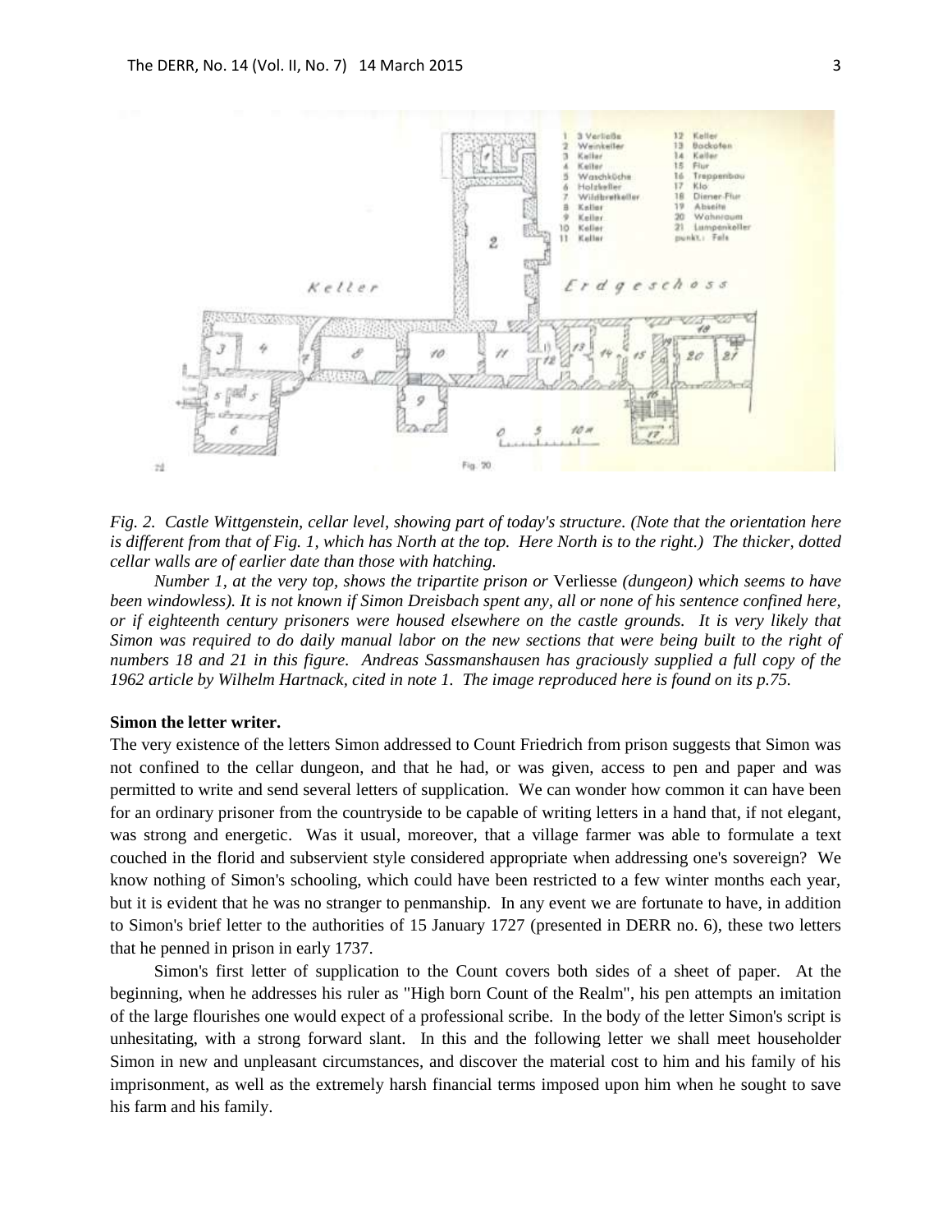*Fig. 2. Castle Wittgenstein, cellar level, showing part of today's structure. (Note that the orientation here is different from that of Fig. 1, which has North at the top. Here North is to the right.) The thicker, dotted cellar walls are of earlier date than those with hatching.*

*Number 1, at the very top, shows the tripartite prison or* Verliesse *(dungeon) which seems to have been windowless). It is not known if Simon Dreisbach spent any, all or none of his sentence confined here, or if eighteenth century prisoners were housed elsewhere on the castle grounds. It is very likely that Simon was required to do daily manual labor on the new sections that were being built to the right of numbers 18 and 21 in this figure. Andreas Sassmanshausen has graciously supplied a full copy of the 1962 article by Wilhelm Hartnack, cited in note 1. The image reproduced here is found on its p.75.*

**Simon the letter writer.**

The very existence of the letters Simon addressed to Count Friedrich from prison suggests that Simon was not confined to the cellar dungeon, and that he had, or was given, access to pen and paper and was permitted to write and send several letters of supplication. We can wonder how common it can have been for an ordinary prisoner from the countryside to be capable of writing letters in a hand that, if not elegant, was strong and energetic. Was it usual, moreover, that a village farmer was able to formulate a text couched in the florid and subservient style considered appropriate when addressing one's sovereign? We know nothing of Simon's schooling, which could have been restricted to a few winter months each year, but it is evident that he was no stranger to penmanship. In any event we are fortunate to have, in addition to Simon's brief letter to the authorities of 15 January 1727 (presented in DERR no. 6), these two letters that he penned in prison in early 1737.

Simon's first letter of supplication to the Count covers both sides of a sheet of paper. At the beginning, when he addresses his ruler as "High born Count of the Realm", his pen attempts an imitation of the large flourishes one would expect of a professional scribe. In the body of the letter Simon's script is unhesitating, with a strong forward slant. In this and the following letter we shall meet householder Simon in new and unpleasant circumstances, and discover the material cost to him and his family of his imprisonment, as well as the extremely harsh financial terms imposed upon him when he sought to save his farm and his family.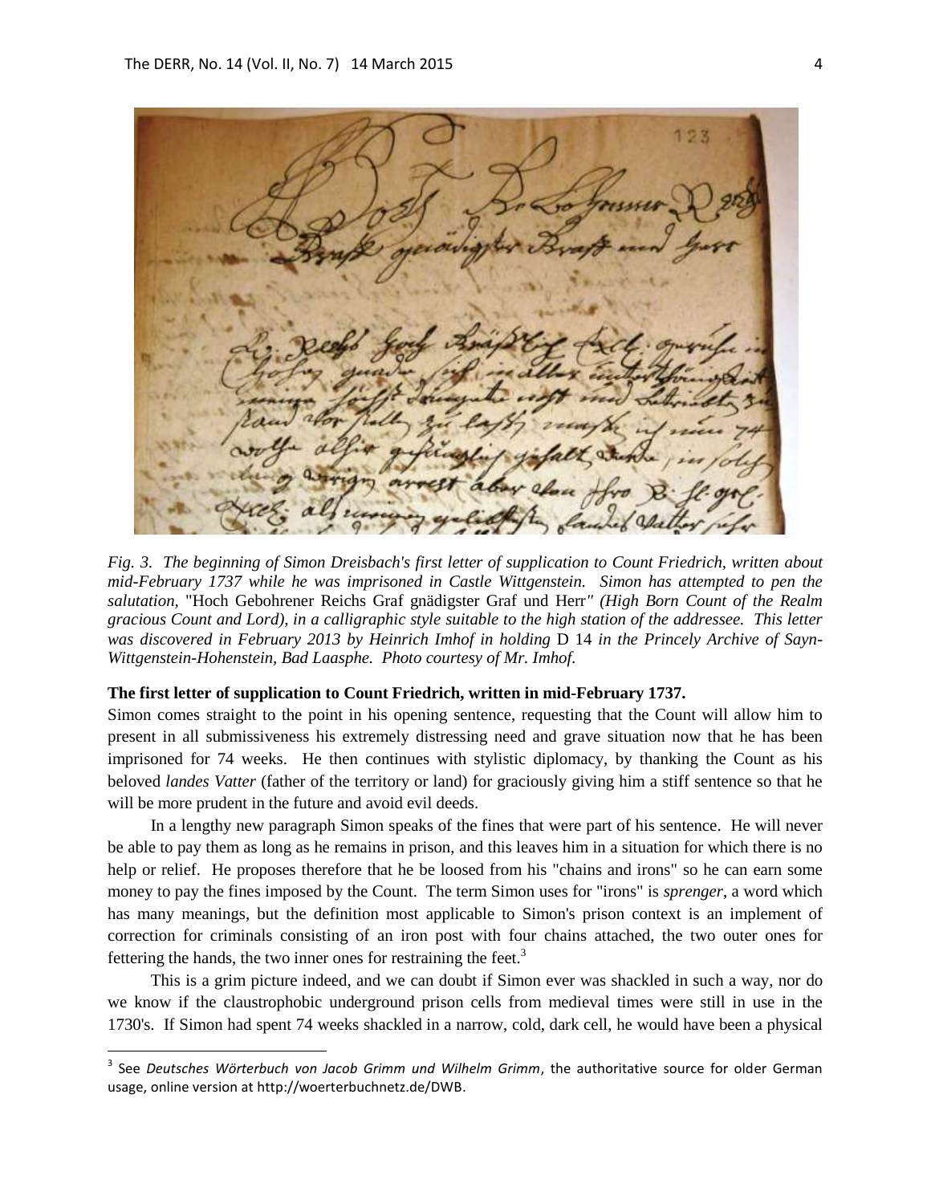*Fig. 3. The beginning of Simon Dreisbach's first letter of supplication to Count Friedrich, written about mid-February 1737 while he was imprisoned in Castle Wittgenstein. Simon has attempted to pen the salutation,* "Hoch Gebohrener Reichs Graf gnädigster Graf und Herr" *(High Born Count of the Realm gracious Count and Lord), in a calligraphic style suitable to the high station of the addressee. This letter was discovered in February 2013 by Heinrich Imhof in holding* D 14 *in the Princely Archive of Sayn-Wittgenstein-Hohenstein, Bad Laasphe. Photo courtesy of Mr. Imhof.*

**The first letter of supplication to Count Friedrich, written in mid-February 1737.**

Simon comes straight to the point in his opening sentence, requesting that the Count will allow him to present in all submissiveness his extremely distressing need and grave situation now that he has been imprisoned for 74 weeks. He then continues with stylistic diplomacy, by thanking the Count as his beloved *landes Vatter* (father of the territory or land) for graciously giving him a stiff sentence so that he will be more prudent in the future and avoid evil deeds.

In a lengthy new paragraph Simon speaks of the fines that were part of his sentence. He will never be able to pay them as long as he remains in prison, and this leaves him in a situation for which there is no help or relief. He proposes therefore that he be loosed from his "chains and irons" so he can earn some money to pay the fines imposed by the Count. The term Simon uses for "irons" is *sprenger*, a word which has many meanings, but the definition most applicable to Simon's prison context is an implement of correction for criminals consisting of an iron post with four chains attached, the two outer ones for fettering the hands, the two inner ones for restraining the feet.[3]

This is a grim picture indeed, and we can doubt if Simon ever was shackled in such a way, nor do we know if the claustrophobic underground prison cells from medieval times were still in use in the 1730's. If Simon had spent 74 weeks shackled in a narrow, cold, dark cell, he would have been a physical

---

[3] See *Deutsches Wörterbuch von Jacob Grimm und Wilhelm Grimm*, the authoritative source for older German usage, online version at http://woerterbuchnetz.de/DWB.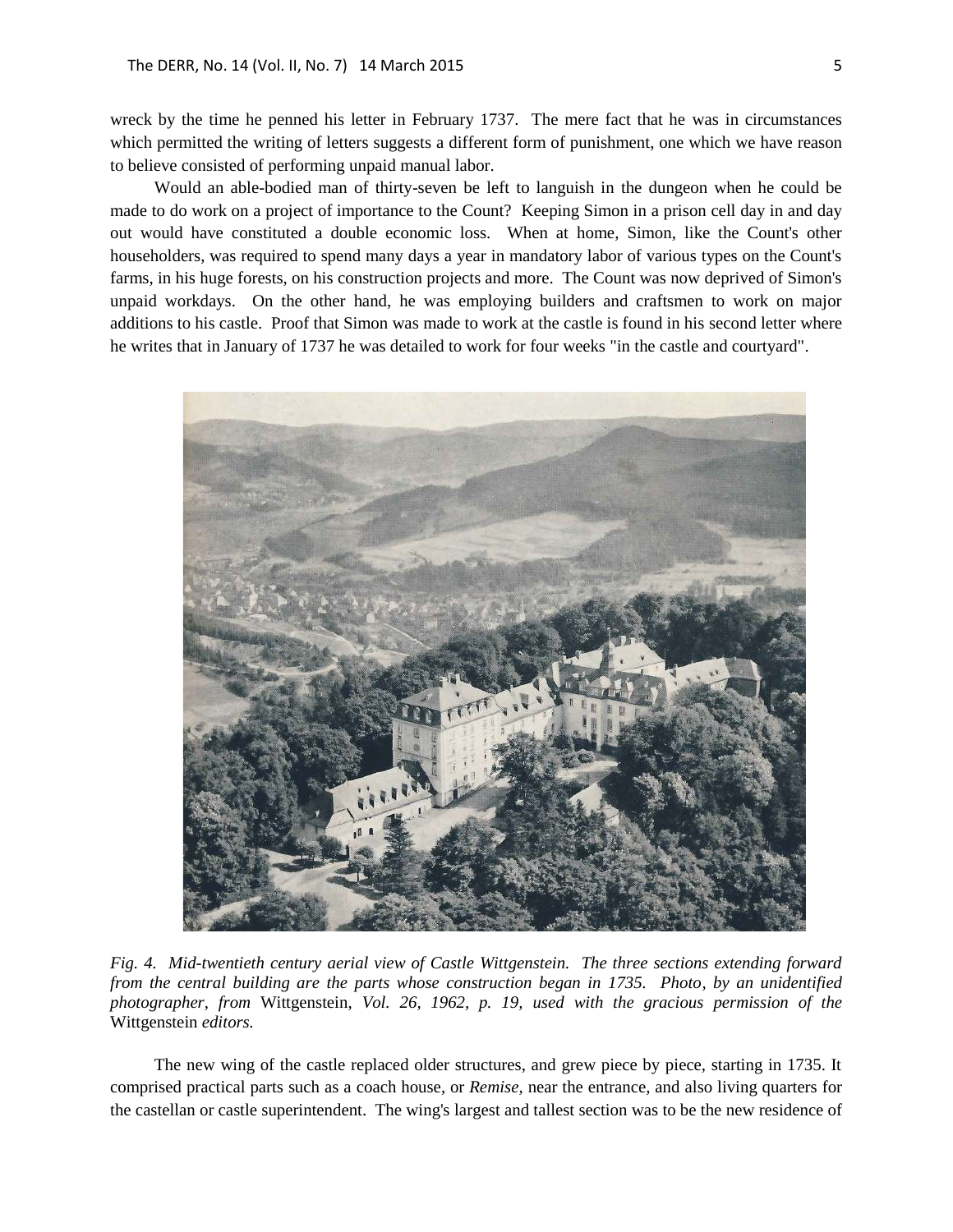wreck by the time he penned his letter in February 1737. The mere fact that he was in circumstances which permitted the writing of letters suggests a different form of punishment, one which we have reason to believe consisted of performing unpaid manual labor.

Would an able-bodied man of thirty-seven be left to languish in the dungeon when he could be made to do work on a project of importance to the Count? Keeping Simon in a prison cell day in and day out would have constituted a double economic loss. When at home, Simon, like the Count's other householders, was required to spend many days a year in mandatory labor of various types on the Count's farms, in his huge forests, on his construction projects and more. The Count was now deprived of Simon's unpaid workdays. On the other hand, he was employing builders and craftsmen to work on major additions to his castle. Proof that Simon was made to work at the castle is found in his second letter where he writes that in January of 1737 he was detailed to work for four weeks "in the castle and courtyard".

*Fig. 4. Mid-twentieth century aerial view of Castle Wittgenstein. The three sections extending forward from the central building are the parts whose construction began in 1735. Photo, by an unidentified photographer, from* Wittgenstein, *Vol. 26, 1962, p. 19, used with the gracious permission of the* Wittgenstein *editors.*

The new wing of the castle replaced older structures, and grew piece by piece, starting in 1735. It comprised practical parts such as a coach house, or *Remise*, near the entrance, and also living quarters for the castellan or castle superintendent. The wing's largest and tallest section was to be the new residence of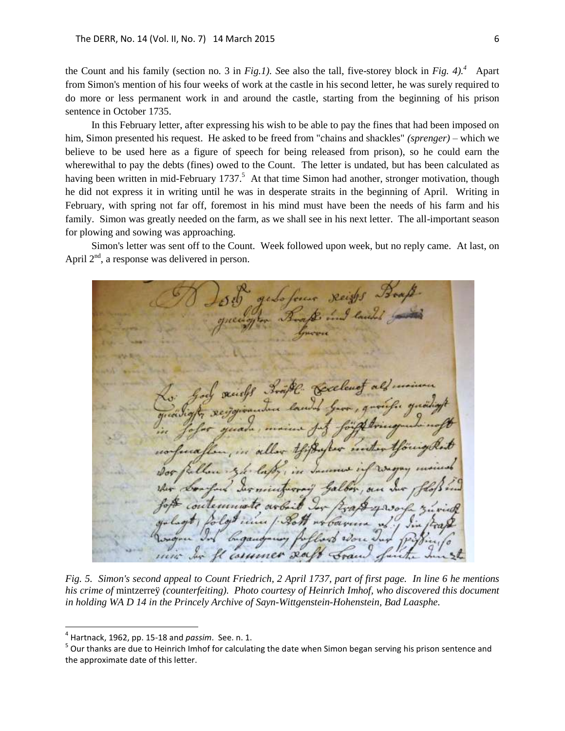the Count and his family (section no. 3 in *Fig.1). S*ee also the tall, five-storey block in *Fig. 4).*[4] Apart from Simon's mention of his four weeks of work at the castle in his second letter, he was surely required to do more or less permanent work in and around the castle, starting from the beginning of his prison sentence in October 1735.

In this February letter, after expressing his wish to be able to pay the fines that had been imposed on him, Simon presented his request. He asked to be freed from "chains and shackles" *(sprenger)* – which we believe to be used here as a figure of speech for being released from prison), so he could earn the wherewithal to pay the debts (fines) owed to the Count. The letter is undated, but has been calculated as having been written in mid-February 1737.[5] At that time Simon had another, stronger motivation, though he did not express it in writing until he was in desperate straits in the beginning of April. Writing in February, with spring not far off, foremost in his mind must have been the needs of his farm and his family. Simon was greatly needed on the farm, as we shall see in his next letter. The all-important season for plowing and sowing was approaching.

Simon's letter was sent off to the Count. Week followed upon week, but no reply came. At last, on April 2nd, a response was delivered in person.

*Fig. 5. Simon's second appeal to Count Friedrich, 2 April 1737, part of first page. In line 6 he mentions his crime of* mintzerreÿ *(counterfeiting). Photo courtesy of Heinrich Imhof, who discovered this document in holding WA D 14 in the Princely Archive of Sayn-Wittgenstein-Hohenstein, Bad Laasphe.*

---

[4] Hartnack, 1962, pp. 15-18 and *passim*. See. n. 1.

[5] Our thanks are due to Heinrich Imhof for calculating the date when Simon began serving his prison sentence and the approximate date of this letter.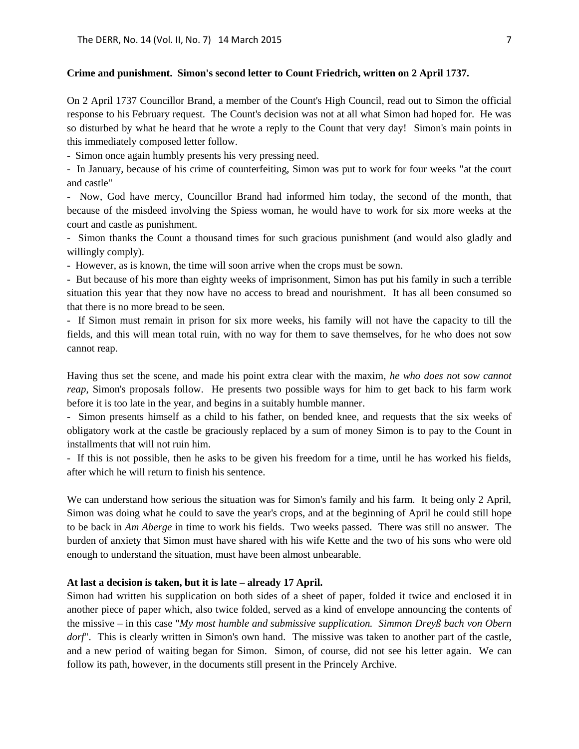**Crime and punishment. Simon's second letter to Count Friedrich, written on 2 April 1737.**

On 2 April 1737 Councillor Brand, a member of the Count's High Council, read out to Simon the official response to his February request. The Count's decision was not at all what Simon had hoped for. He was so disturbed by what he heard that he wrote a reply to the Count that very day! Simon's main points in this immediately composed letter follow.

- Simon once again humbly presents his very pressing need.
- In January, because of his crime of counterfeiting, Simon was put to work for four weeks "at the court and castle"
- Now, God have mercy, Councillor Brand had informed him today, the second of the month, that because of the misdeed involving the Spiess woman, he would have to work for six more weeks at the court and castle as punishment.
- Simon thanks the Count a thousand times for such gracious punishment (and would also gladly and willingly comply).
- However, as is known, the time will soon arrive when the crops must be sown.
- But because of his more than eighty weeks of imprisonment, Simon has put his family in such a terrible situation this year that they now have no access to bread and nourishment. It has all been consumed so that there is no more bread to be seen.
- If Simon must remain in prison for six more weeks, his family will not have the capacity to till the fields, and this will mean total ruin, with no way for them to save themselves, for he who does not sow cannot reap.

Having thus set the scene, and made his point extra clear with the maxim, *he who does not sow cannot reap*, Simon's proposals follow. He presents two possible ways for him to get back to his farm work before it is too late in the year, and begins in a suitably humble manner.

- Simon presents himself as a child to his father, on bended knee, and requests that the six weeks of obligatory work at the castle be graciously replaced by a sum of money Simon is to pay to the Count in installments that will not ruin him.
- If this is not possible, then he asks to be given his freedom for a time, until he has worked his fields, after which he will return to finish his sentence.

We can understand how serious the situation was for Simon's family and his farm. It being only 2 April, Simon was doing what he could to save the year's crops, and at the beginning of April he could still hope to be back in *Am Aberge* in time to work his fields. Two weeks passed. There was still no answer. The burden of anxiety that Simon must have shared with his wife Kette and the two of his sons who were old enough to understand the situation, must have been almost unbearable.

**At last a decision is taken, but it is late – already 17 April.**

Simon had written his supplication on both sides of a sheet of paper, folded it twice and enclosed it in another piece of paper which, also twice folded, served as a kind of envelope announcing the contents of the missive – in this case "*My most humble and submissive supplication. Simmon Dreyß bach von Obern dorf*". This is clearly written in Simon's own hand. The missive was taken to another part of the castle, and a new period of waiting began for Simon. Simon, of course, did not see his letter again. We can follow its path, however, in the documents still present in the Princely Archive.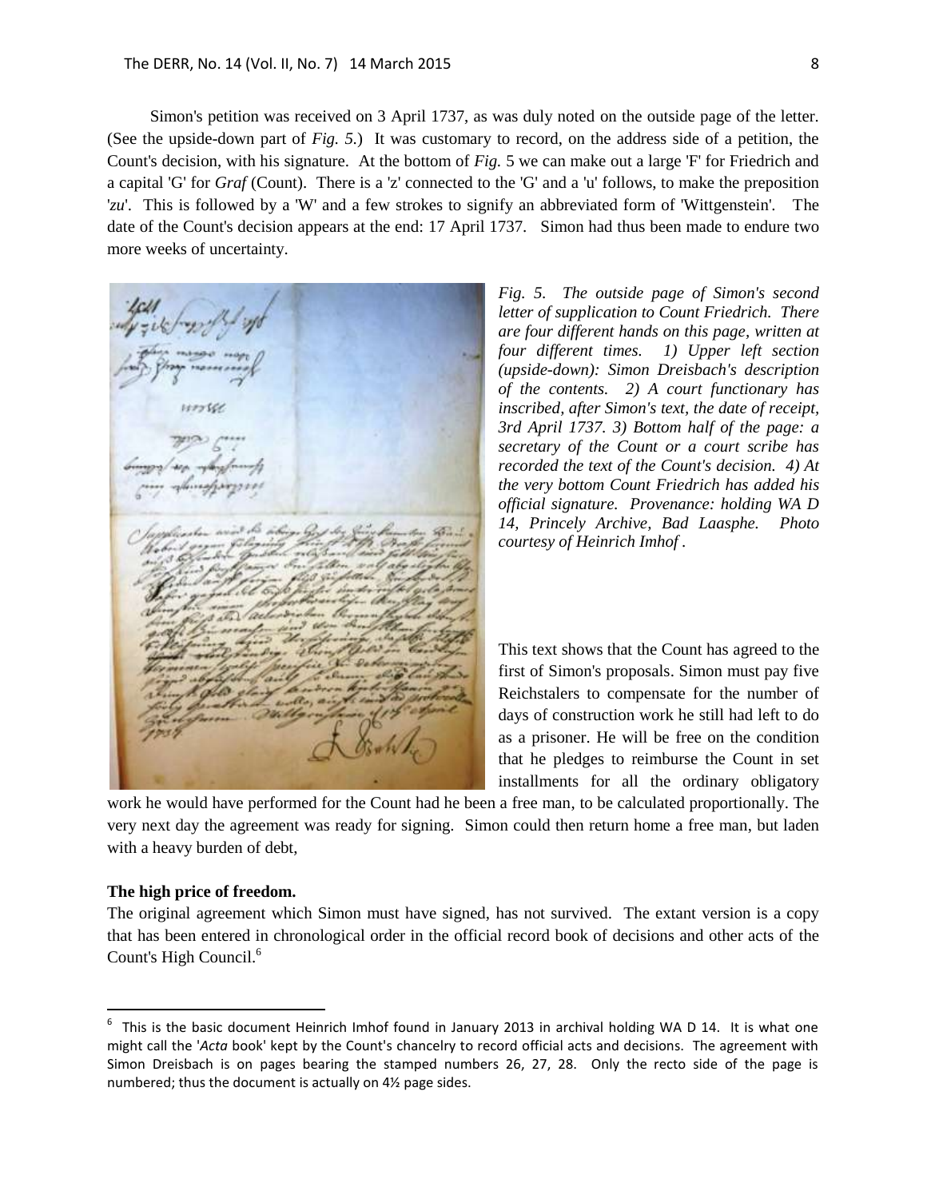Simon's petition was received on 3 April 1737, as was duly noted on the outside page of the letter. (See the upside-down part of *Fig. 5*.) It was customary to record, on the address side of a petition, the Count's decision, with his signature. At the bottom of *Fig.* 5 we can make out a large 'F' for Friedrich and a capital 'G' for *Graf* (Count). There is a 'z' connected to the 'G' and a 'u' follows, to make the preposition '*zu*'. This is followed by a 'W' and a few strokes to signify an abbreviated form of 'Wittgenstein'. The date of the Count's decision appears at the end: 17 April 1737. Simon had thus been made to endure two more weeks of uncertainty.

*Fig. 5. The outside page of Simon's second letter of supplication to Count Friedrich. There are four different hands on this page, written at four different times. 1) Upper left section (upside-down): Simon Dreisbach's description of the contents. 2) A court functionary has inscribed, after Simon's text, the date of receipt, 3rd April 1737. 3) Bottom half of the page: a secretary of the Count or a court scribe has recorded the text of the Count's decision. 4) At the very bottom Count Friedrich has added his official signature. Provenance: holding WA D 14, Princely Archive, Bad Laasphe. Photo courtesy of Heinrich Imhof .*

This text shows that the Count has agreed to the first of Simon's proposals. Simon must pay five Reichstalers to compensate for the number of days of construction work he still had left to do as a prisoner. He will be free on the condition that he pledges to reimburse the Count in set installments for all the ordinary obligatory work he would have performed for the Count had he been a free man, to be calculated proportionally. The very next day the agreement was ready for signing. Simon could then return home a free man, but laden with a heavy burden of debt,

**The high price of freedom.**

The original agreement which Simon must have signed, has not survived. The extant version is a copy that has been entered in chronological order in the official record book of decisions and other acts of the Count's High Council.[6]

[6] This is the basic document Heinrich Imhof found in January 2013 in archival holding WA D 14. It is what one might call the '*Acta* book' kept by the Count's chancelry to record official acts and decisions. The agreement with Simon Dreisbach is on pages bearing the stamped numbers 26, 27, 28. Only the recto side of the page is numbered; thus the document is actually on 4½ page sides.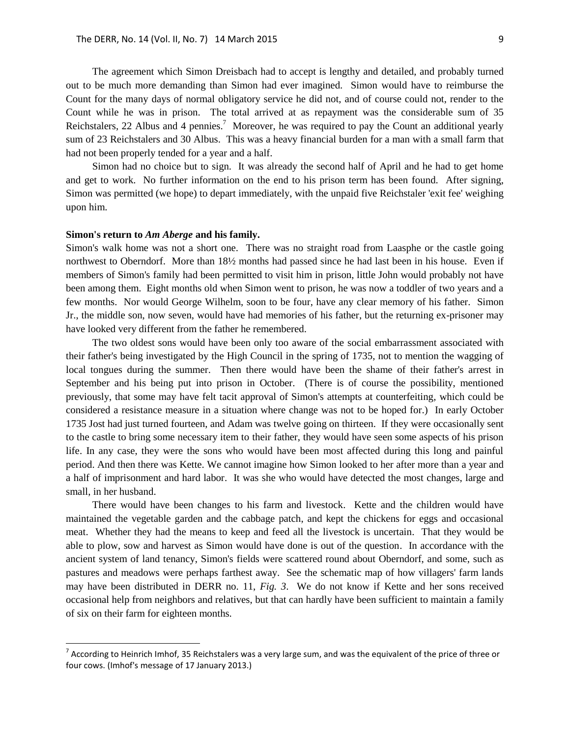The agreement which Simon Dreisbach had to accept is lengthy and detailed, and probably turned out to be much more demanding than Simon had ever imagined. Simon would have to reimburse the Count for the many days of normal obligatory service he did not, and of course could not, render to the Count while he was in prison. The total arrived at as repayment was the considerable sum of 35 Reichstalers, 22 Albus and 4 pennies.[7] Moreover, he was required to pay the Count an additional yearly sum of 23 Reichstalers and 30 Albus. This was a heavy financial burden for a man with a small farm that had not been properly tended for a year and a half.

Simon had no choice but to sign. It was already the second half of April and he had to get home and get to work. No further information on the end to his prison term has been found. After signing, Simon was permitted (we hope) to depart immediately, with the unpaid five Reichstaler 'exit fee' weighing upon him.

**Simon's return to *Am Aberge* and his family.**

Simon's walk home was not a short one. There was no straight road from Laasphe or the castle going northwest to Oberndorf. More than 18½ months had passed since he had last been in his house. Even if members of Simon's family had been permitted to visit him in prison, little John would probably not have been among them. Eight months old when Simon went to prison, he was now a toddler of two years and a few months. Nor would George Wilhelm, soon to be four, have any clear memory of his father. Simon Jr., the middle son, now seven, would have had memories of his father, but the returning ex-prisoner may have looked very different from the father he remembered.

The two oldest sons would have been only too aware of the social embarrassment associated with their father's being investigated by the High Council in the spring of 1735, not to mention the wagging of local tongues during the summer. Then there would have been the shame of their father's arrest in September and his being put into prison in October. (There is of course the possibility, mentioned previously, that some may have felt tacit approval of Simon's attempts at counterfeiting, which could be considered a resistance measure in a situation where change was not to be hoped for.) In early October 1735 Jost had just turned fourteen, and Adam was twelve going on thirteen. If they were occasionally sent to the castle to bring some necessary item to their father, they would have seen some aspects of his prison life. In any case, they were the sons who would have been most affected during this long and painful period. And then there was Kette. We cannot imagine how Simon looked to her after more than a year and a half of imprisonment and hard labor. It was she who would have detected the most changes, large and small, in her husband.

There would have been changes to his farm and livestock. Kette and the children would have maintained the vegetable garden and the cabbage patch, and kept the chickens for eggs and occasional meat. Whether they had the means to keep and feed all the livestock is uncertain. That they would be able to plow, sow and harvest as Simon would have done is out of the question. In accordance with the ancient system of land tenancy, Simon's fields were scattered round about Oberndorf, and some, such as pastures and meadows were perhaps farthest away. See the schematic map of how villagers' farm lands may have been distributed in DERR no. 11, *Fig. 3*. We do not know if Kette and her sons received occasional help from neighbors and relatives, but that can hardly have been sufficient to maintain a family of six on their farm for eighteen months.

---

[7] According to Heinrich Imhof, 35 Reichstalers was a very large sum, and was the equivalent of the price of three or four cows. (Imhof's message of 17 January 2013.)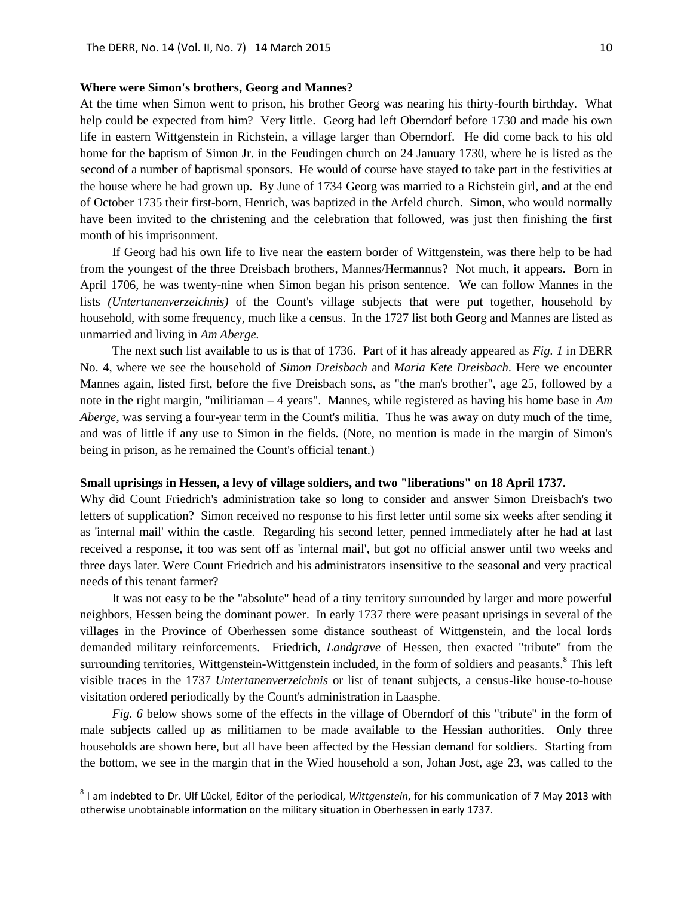**Where were Simon's brothers, Georg and Mannes?**

At the time when Simon went to prison, his brother Georg was nearing his thirty-fourth birthday. What help could be expected from him? Very little. Georg had left Oberndorf before 1730 and made his own life in eastern Wittgenstein in Richstein, a village larger than Oberndorf. He did come back to his old home for the baptism of Simon Jr. in the Feudingen church on 24 January 1730, where he is listed as the second of a number of baptismal sponsors. He would of course have stayed to take part in the festivities at the house where he had grown up. By June of 1734 Georg was married to a Richstein girl, and at the end of October 1735 their first-born, Henrich, was baptized in the Arfeld church. Simon, who would normally have been invited to the christening and the celebration that followed, was just then finishing the first month of his imprisonment.

If Georg had his own life to live near the eastern border of Wittgenstein, was there help to be had from the youngest of the three Dreisbach brothers, Mannes/Hermannus? Not much, it appears. Born in April 1706, he was twenty-nine when Simon began his prison sentence. We can follow Mannes in the lists *(Untertanenverzeichnis)* of the Count's village subjects that were put together, household by household, with some frequency, much like a census. In the 1727 list both Georg and Mannes are listed as unmarried and living in *Am Aberge.*

The next such list available to us is that of 1736. Part of it has already appeared as *Fig. 1* in DERR No. 4, where we see the household of *Simon Dreisbach* and *Maria Kete Dreisbach*. Here we encounter Mannes again, listed first, before the five Dreisbach sons, as "the man's brother", age 25, followed by a note in the right margin, "militiaman – 4 years". Mannes, while registered as having his home base in *Am Aberge*, was serving a four-year term in the Count's militia. Thus he was away on duty much of the time, and was of little if any use to Simon in the fields. (Note, no mention is made in the margin of Simon's being in prison, as he remained the Count's official tenant.)

**Small uprisings in Hessen, a levy of village soldiers, and two "liberations" on 18 April 1737.**

Why did Count Friedrich's administration take so long to consider and answer Simon Dreisbach's two letters of supplication? Simon received no response to his first letter until some six weeks after sending it as 'internal mail' within the castle. Regarding his second letter, penned immediately after he had at last received a response, it too was sent off as 'internal mail', but got no official answer until two weeks and three days later. Were Count Friedrich and his administrators insensitive to the seasonal and very practical needs of this tenant farmer?

It was not easy to be the "absolute" head of a tiny territory surrounded by larger and more powerful neighbors, Hessen being the dominant power. In early 1737 there were peasant uprisings in several of the villages in the Province of Oberhessen some distance southeast of Wittgenstein, and the local lords demanded military reinforcements. Friedrich, *Landgrave* of Hessen, then exacted "tribute" from the surrounding territories, Wittgenstein-Wittgenstein included, in the form of soldiers and peasants.[8] This left visible traces in the 1737 *Untertanenverzeichnis* or list of tenant subjects, a census-like house-to-house visitation ordered periodically by the Count's administration in Laasphe.

*Fig. 6* below shows some of the effects in the village of Oberndorf of this "tribute" in the form of male subjects called up as militiamen to be made available to the Hessian authorities. Only three households are shown here, but all have been affected by the Hessian demand for soldiers. Starting from the bottom, we see in the margin that in the Wied household a son, Johan Jost, age 23, was called to the

[8] I am indebted to Dr. Ulf Lückel, Editor of the periodical, *Wittgenstein*, for his communication of 7 May 2013 with otherwise unobtainable information on the military situation in Oberhessen in early 1737.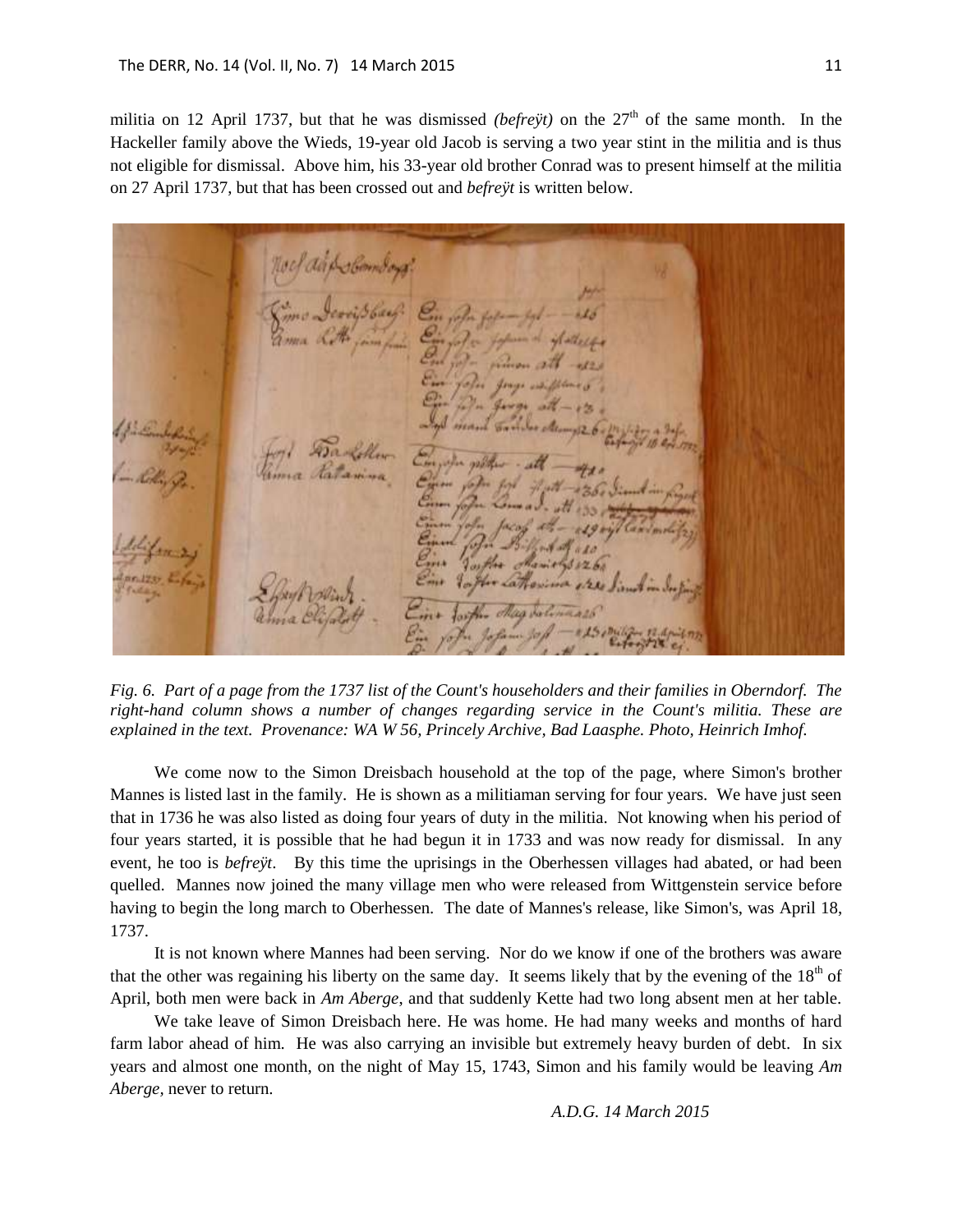militia on 12 April 1737, but that he was dismissed *(befreÿt)* on the 27th of the same month. In the Hackeller family above the Wieds, 19-year old Jacob is serving a two year stint in the militia and is thus not eligible for dismissal. Above him, his 33-year old brother Conrad was to present himself at the militia on 27 April 1737, but that has been crossed out and *befreÿt* is written below.

*Fig. 6. Part of a page from the 1737 list of the Count's householders and their families in Oberndorf. The right-hand column shows a number of changes regarding service in the Count's militia. These are explained in the text. Provenance: WA W 56, Princely Archive, Bad Laasphe. Photo, Heinrich Imhof.*

We come now to the Simon Dreisbach household at the top of the page, where Simon's brother Mannes is listed last in the family. He is shown as a militiaman serving for four years. We have just seen that in 1736 he was also listed as doing four years of duty in the militia. Not knowing when his period of four years started, it is possible that he had begun it in 1733 and was now ready for dismissal. In any event, he too is *befreÿt*. By this time the uprisings in the Oberhessen villages had abated, or had been quelled. Mannes now joined the many village men who were released from Wittgenstein service before having to begin the long march to Oberhessen. The date of Mannes's release, like Simon's, was April 18, 1737.

It is not known where Mannes had been serving. Nor do we know if one of the brothers was aware that the other was regaining his liberty on the same day. It seems likely that by the evening of the 18th of April, both men were back in *Am Aberge*, and that suddenly Kette had two long absent men at her table.

We take leave of Simon Dreisbach here. He was home. He had many weeks and months of hard farm labor ahead of him. He was also carrying an invisible but extremely heavy burden of debt. In six years and almost one month, on the night of May 15, 1743, Simon and his family would be leaving *Am Aberge*, never to return.

*A.D.G. 14 March 2015*